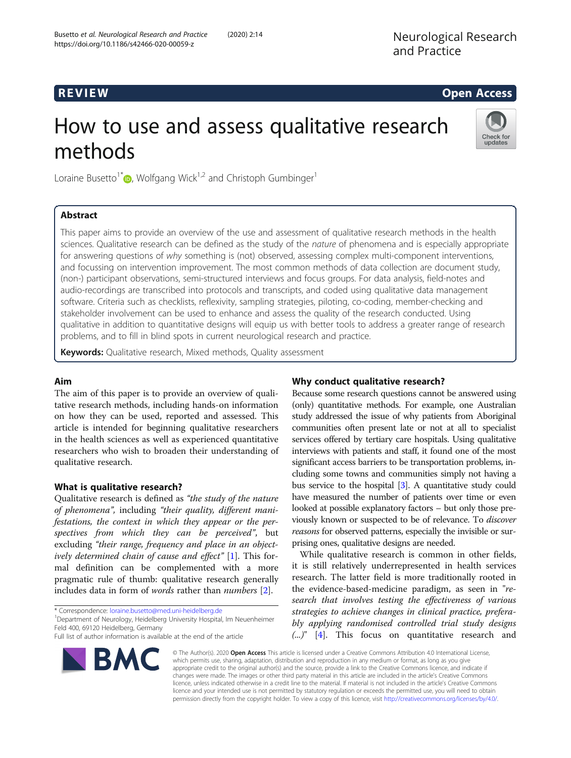REVIEW | Open Access

# How to use and assess qualitative research methods

Loraine Busetto[1*], Wolfgang Wick[1,2] and Christoph Gumbinger[1]

## Abstract

This paper aims to provide an overview of the use and assessment of qualitative research methods in the health sciences. Qualitative research can be defined as the study of the *nature* of phenomena and is especially appropriate for answering questions of *why* something is (not) observed, assessing complex multi-component interventions, and focussing on intervention improvement. The most common methods of data collection are document study, (non-) participant observations, semi-structured interviews and focus groups. For data analysis, field-notes and audio-recordings are transcribed into protocols and transcripts, and coded using qualitative data management software. Criteria such as checklists, reflexivity, sampling strategies, piloting, co-coding, member-checking and stakeholder involvement can be used to enhance and assess the quality of the research conducted. Using qualitative in addition to quantitative designs will equip us with better tools to address a greater range of research problems, and to fill in blind spots in current neurological research and practice.

**Keywords:** Qualitative research, Mixed methods, Quality assessment

## Aim

The aim of this paper is to provide an overview of qualitative research methods, including hands-on information on how they can be used, reported and assessed. This article is intended for beginning qualitative researchers in the health sciences as well as experienced quantitative researchers who wish to broaden their understanding of qualitative research.

## What is qualitative research?

Qualitative research is defined as *"the study of the nature of phenomena"*, including *"their quality, different manifestations, the context in which they appear or the perspectives from which they can be perceived"*, but excluding *"their range, frequency and place in an objectively determined chain of cause and effect"* [1]. This formal definition can be complemented with a more pragmatic rule of thumb: qualitative research generally includes data in form of *words* rather than *numbers* [2].

## Why conduct qualitative research?

Because some research questions cannot be answered using (only) quantitative methods. For example, one Australian study addressed the issue of why patients from Aboriginal communities often present late or not at all to specialist services offered by tertiary care hospitals. Using qualitative interviews with patients and staff, it found one of the most significant access barriers to be transportation problems, including some towns and communities simply not having a bus service to the hospital [3]. A quantitative study could have measured the number of patients over time or even looked at possible explanatory factors – but only those previously known or suspected to be of relevance. To *discover reasons* for observed patterns, especially the invisible or surprising ones, qualitative designs are needed.

While qualitative research is common in other fields, it is still relatively underrepresented in health services research. The latter field is more traditionally rooted in the evidence-based-medicine paradigm, as seen in "*research that involves testing the effectiveness of various strategies to achieve changes in clinical practice, preferably applying randomised controlled trial study designs (...)*" [4]. This focus on quantitative research and

\* Correspondence: loraine.busetto@med.uni-heidelberg.de
[1]Department of Neurology, Heidelberg University Hospital, Im Neuenheimer Feld 400, 69120 Heidelberg, Germany
Full list of author information is available at the end of the article

© The Author(s). 2020 **Open Access** This article is licensed under a Creative Commons Attribution 4.0 International License, which permits use, sharing, adaptation, distribution and reproduction in any medium or format, as long as you give appropriate credit to the original author(s) and the source, provide a link to the Creative Commons licence, and indicate if changes were made. The images or other third party material in this article are included in the article's Creative Commons licence, unless indicated otherwise in a credit line to the material. If material is not included in the article's Creative Commons licence and your intended use is not permitted by statutory regulation or exceeds the permitted use, you will need to obtain permission directly from the copyright holder. To view a copy of this licence, visit http://creativecommons.org/licenses/by/4.0/.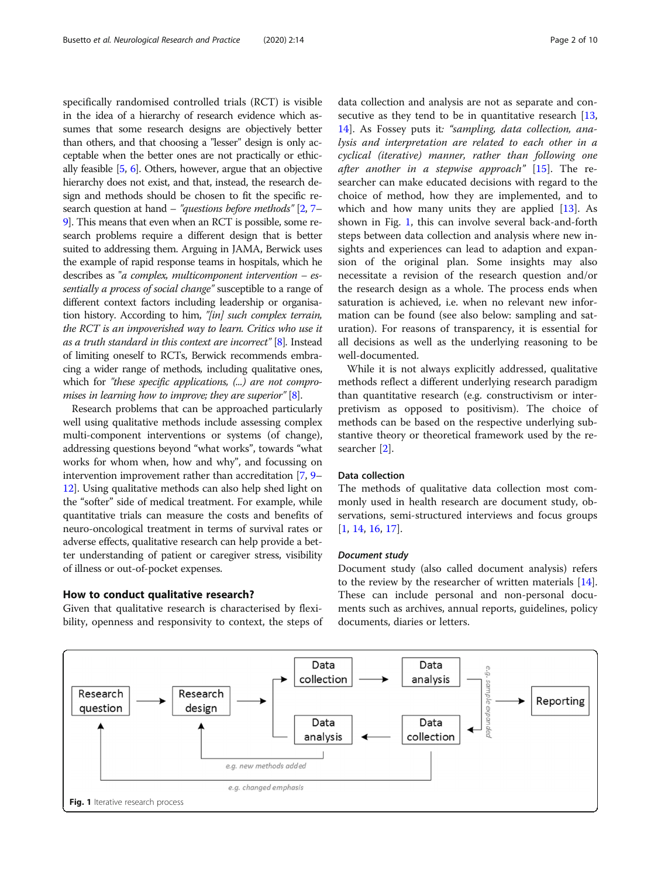specifically randomised controlled trials (RCT) is visible in the idea of a hierarchy of research evidence which assumes that some research designs are objectively better than others, and that choosing a "lesser" design is only acceptable when the better ones are not practically or ethically feasible [5, 6]. Others, however, argue that an objective hierarchy does not exist, and that, instead, the research design and methods should be chosen to fit the specific research question at hand – *"questions before methods"* [2, 7–9]. This means that even when an RCT is possible, some research problems require a different design that is better suited to addressing them. Arguing in JAMA, Berwick uses the example of rapid response teams in hospitals, which he describes as *"a complex, multicomponent intervention – essentially a process of social change"* susceptible to a range of different context factors including leadership or organisation history. According to him, *"[in] such complex terrain, the RCT is an impoverished way to learn. Critics who use it as a truth standard in this context are incorrect"* [8]. Instead of limiting oneself to RCTs, Berwick recommends embracing a wider range of methods, including qualitative ones, which for *"these specific applications, (...) are not compromises in learning how to improve; they are superior"* [8].

Research problems that can be approached particularly well using qualitative methods include assessing complex multi-component interventions or systems (of change), addressing questions beyond "what works", towards "what works for whom when, how and why", and focussing on intervention improvement rather than accreditation [7, 9–12]. Using qualitative methods can also help shed light on the "softer" side of medical treatment. For example, while quantitative trials can measure the costs and benefits of neuro-oncological treatment in terms of survival rates or adverse effects, qualitative research can help provide a better understanding of patient or caregiver stress, visibility of illness or out-of-pocket expenses.

## How to conduct qualitative research?

Given that qualitative research is characterised by flexibility, openness and responsivity to context, the steps of data collection and analysis are not as separate and consecutive as they tend to be in quantitative research [13, 14]. As Fossey puts it: *"sampling, data collection, analysis and interpretation are related to each other in a cyclical (iterative) manner, rather than following one after another in a stepwise approach"* [15]. The researcher can make educated decisions with regard to the choice of method, how they are implemented, and to which and how many units they are applied [13]. As shown in Fig. 1, this can involve several back-and-forth steps between data collection and analysis where new insights and experiences can lead to adaption and expansion of the original plan. Some insights may also necessitate a revision of the research question and/or the research design as a whole. The process ends when saturation is achieved, i.e. when no relevant new information can be found (see also below: sampling and saturation). For reasons of transparency, it is essential for all decisions as well as the underlying reasoning to be well-documented.

While it is not always explicitly addressed, qualitative methods reflect a different underlying research paradigm than quantitative research (e.g. constructivism or interpretivism as opposed to positivism). The choice of methods can be based on the respective underlying substantive theory or theoretical framework used by the researcher [2].

### Data collection

The methods of qualitative data collection most commonly used in health research are document study, observations, semi-structured interviews and focus groups [1, 14, 16, 17].

#### *Document study*

Document study (also called document analysis) refers to the review by the researcher of written materials [14]. These can include personal and non-personal documents such as archives, annual reports, guidelines, policy documents, diaries or letters.

**Fig. 1** Iterative research process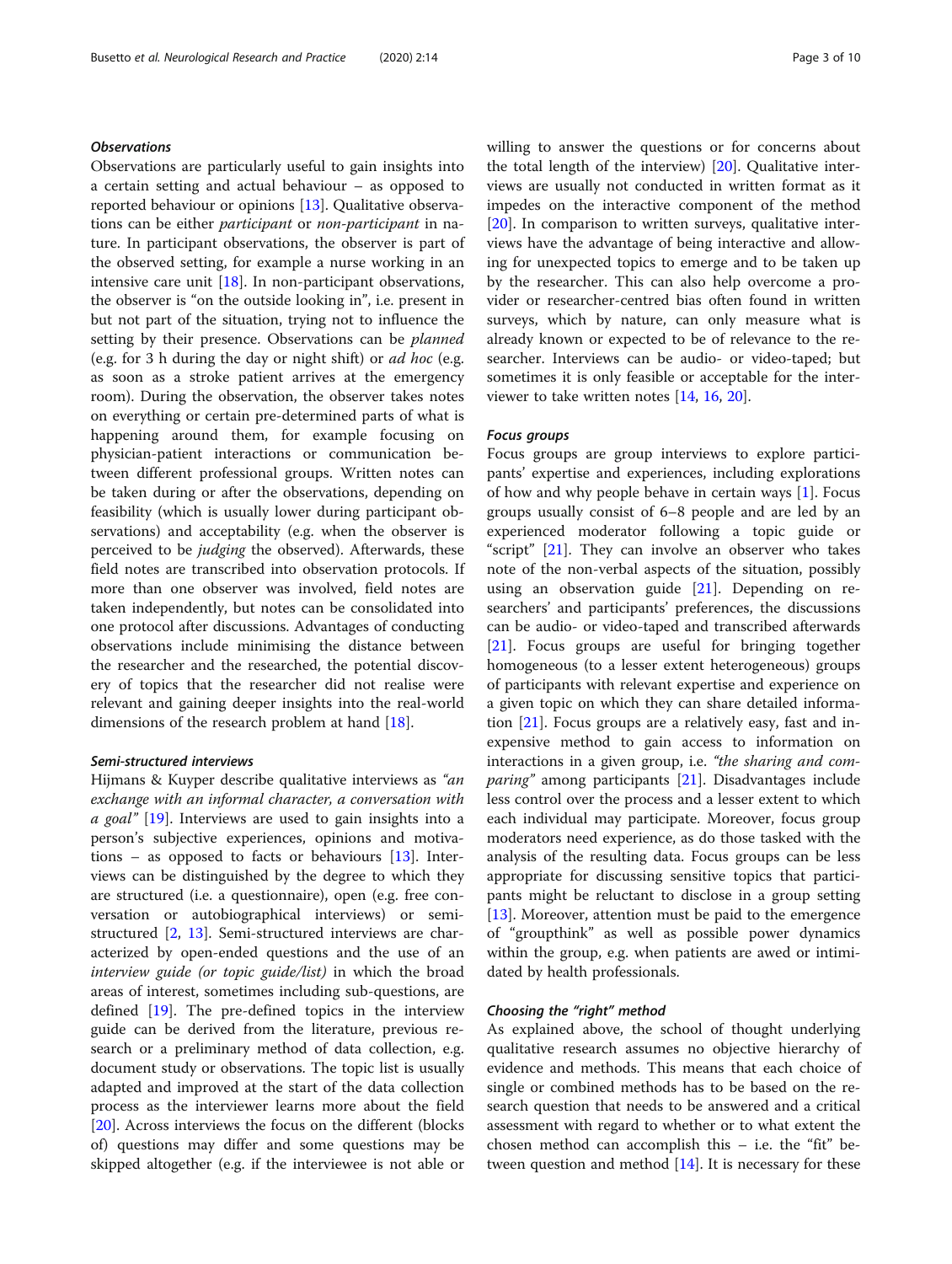#### *Observations*

Observations are particularly useful to gain insights into a certain setting and actual behaviour – as opposed to reported behaviour or opinions [13]. Qualitative observations can be either *participant* or *non-participant* in nature. In participant observations, the observer is part of the observed setting, for example a nurse working in an intensive care unit [18]. In non-participant observations, the observer is "on the outside looking in", i.e. present in but not part of the situation, trying not to influence the setting by their presence. Observations can be *planned* (e.g. for 3 h during the day or night shift) or *ad hoc* (e.g. as soon as a stroke patient arrives at the emergency room). During the observation, the observer takes notes on everything or certain pre-determined parts of what is happening around them, for example focusing on physician-patient interactions or communication between different professional groups. Written notes can be taken during or after the observations, depending on feasibility (which is usually lower during participant observations) and acceptability (e.g. when the observer is perceived to be *judging* the observed). Afterwards, these field notes are transcribed into observation protocols. If more than one observer was involved, field notes are taken independently, but notes can be consolidated into one protocol after discussions. Advantages of conducting observations include minimising the distance between the researcher and the researched, the potential discovery of topics that the researcher did not realise were relevant and gaining deeper insights into the real-world dimensions of the research problem at hand [18].

#### *Semi-structured interviews*

Hijmans & Kuyper describe qualitative interviews as *"an exchange with an informal character, a conversation with a goal"* [19]. Interviews are used to gain insights into a person's subjective experiences, opinions and motivations – as opposed to facts or behaviours [13]. Interviews can be distinguished by the degree to which they are structured (i.e. a questionnaire), open (e.g. free conversation or autobiographical interviews) or semi-structured [2, 13]. Semi-structured interviews are characterized by open-ended questions and the use of an *interview guide (or topic guide/list)* in which the broad areas of interest, sometimes including sub-questions, are defined [19]. The pre-defined topics in the interview guide can be derived from the literature, previous research or a preliminary method of data collection, e.g. document study or observations. The topic list is usually adapted and improved at the start of the data collection process as the interviewer learns more about the field [20]. Across interviews the focus on the different (blocks of) questions may differ and some questions may be skipped altogether (e.g. if the interviewee is not able or willing to answer the questions or for concerns about the total length of the interview) [20]. Qualitative interviews are usually not conducted in written format as it impedes on the interactive component of the method [20]. In comparison to written surveys, qualitative interviews have the advantage of being interactive and allowing for unexpected topics to emerge and to be taken up by the researcher. This can also help overcome a provider or researcher-centred bias often found in written surveys, which by nature, can only measure what is already known or expected to be of relevance to the researcher. Interviews can be audio- or video-taped; but sometimes it is only feasible or acceptable for the interviewer to take written notes [14, 16, 20].

#### *Focus groups*

Focus groups are group interviews to explore participants' expertise and experiences, including explorations of how and why people behave in certain ways [1]. Focus groups usually consist of 6–8 people and are led by an experienced moderator following a topic guide or "script" [21]. They can involve an observer who takes note of the non-verbal aspects of the situation, possibly using an observation guide [21]. Depending on researchers' and participants' preferences, the discussions can be audio- or video-taped and transcribed afterwards [21]. Focus groups are useful for bringing together homogeneous (to a lesser extent heterogeneous) groups of participants with relevant expertise and experience on a given topic on which they can share detailed information [21]. Focus groups are a relatively easy, fast and inexpensive method to gain access to information on interactions in a given group, i.e. *"the sharing and comparing"* among participants [21]. Disadvantages include less control over the process and a lesser extent to which each individual may participate. Moreover, focus group moderators need experience, as do those tasked with the analysis of the resulting data. Focus groups can be less appropriate for discussing sensitive topics that participants might be reluctant to disclose in a group setting [13]. Moreover, attention must be paid to the emergence of "groupthink" as well as possible power dynamics within the group, e.g. when patients are awed or intimidated by health professionals.

#### *Choosing the "right" method*

As explained above, the school of thought underlying qualitative research assumes no objective hierarchy of evidence and methods. This means that each choice of single or combined methods has to be based on the research question that needs to be answered and a critical assessment with regard to whether or to what extent the chosen method can accomplish this – i.e. the "fit" between question and method [14]. It is necessary for these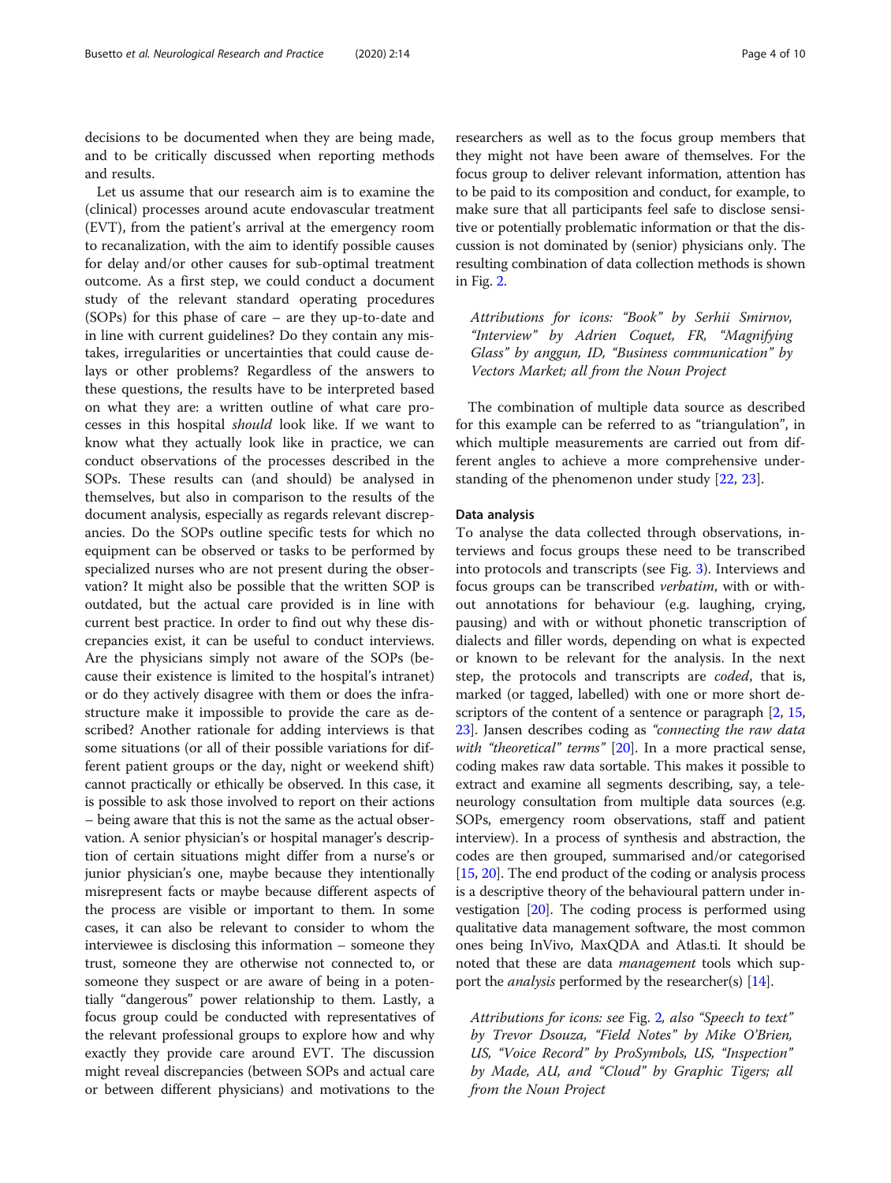decisions to be documented when they are being made, and to be critically discussed when reporting methods and results.

Let us assume that our research aim is to examine the (clinical) processes around acute endovascular treatment (EVT), from the patient's arrival at the emergency room to recanalization, with the aim to identify possible causes for delay and/or other causes for sub-optimal treatment outcome. As a first step, we could conduct a document study of the relevant standard operating procedures (SOPs) for this phase of care – are they up-to-date and in line with current guidelines? Do they contain any mistakes, irregularities or uncertainties that could cause delays or other problems? Regardless of the answers to these questions, the results have to be interpreted based on what they are: a written outline of what care processes in this hospital *should* look like. If we want to know what they actually look like in practice, we can conduct observations of the processes described in the SOPs. These results can (and should) be analysed in themselves, but also in comparison to the results of the document analysis, especially as regards relevant discrepancies. Do the SOPs outline specific tests for which no equipment can be observed or tasks to be performed by specialized nurses who are not present during the observation? It might also be possible that the written SOP is outdated, but the actual care provided is in line with current best practice. In order to find out why these discrepancies exist, it can be useful to conduct interviews. Are the physicians simply not aware of the SOPs (because their existence is limited to the hospital's intranet) or do they actively disagree with them or does the infrastructure make it impossible to provide the care as described? Another rationale for adding interviews is that some situations (or all of their possible variations for different patient groups or the day, night or weekend shift) cannot practically or ethically be observed. In this case, it is possible to ask those involved to report on their actions – being aware that this is not the same as the actual observation. A senior physician's or hospital manager's description of certain situations might differ from a nurse's or junior physician's one, maybe because they intentionally misrepresent facts or maybe because different aspects of the process are visible or important to them. In some cases, it can also be relevant to consider to whom the interviewee is disclosing this information – someone they trust, someone they are otherwise not connected to, or someone they suspect or are aware of being in a potentially "dangerous" power relationship to them. Lastly, a focus group could be conducted with representatives of the relevant professional groups to explore how and why exactly they provide care around EVT. The discussion might reveal discrepancies (between SOPs and actual care or between different physicians) and motivations to the researchers as well as to the focus group members that they might not have been aware of themselves. For the focus group to deliver relevant information, attention has to be paid to its composition and conduct, for example, to make sure that all participants feel safe to disclose sensitive or potentially problematic information or that the discussion is not dominated by (senior) physicians only. The resulting combination of data collection methods is shown in Fig. 2.

*Attributions for icons: "Book" by Serhii Smirnov, "Interview" by Adrien Coquet, FR, "Magnifying Glass" by anggun, ID, "Business communication" by Vectors Market; all from the Noun Project*

The combination of multiple data source as described for this example can be referred to as "triangulation", in which multiple measurements are carried out from different angles to achieve a more comprehensive understanding of the phenomenon under study [22, 23].

### Data analysis

To analyse the data collected through observations, interviews and focus groups these need to be transcribed into protocols and transcripts (see Fig. 3). Interviews and focus groups can be transcribed *verbatim*, with or without annotations for behaviour (e.g. laughing, crying, pausing) and with or without phonetic transcription of dialects and filler words, depending on what is expected or known to be relevant for the analysis. In the next step, the protocols and transcripts are *coded*, that is, marked (or tagged, labelled) with one or more short descriptors of the content of a sentence or paragraph [2, 15, 23]. Jansen describes coding as *"connecting the raw data with "theoretical" terms"* [20]. In a more practical sense, coding makes raw data sortable. This makes it possible to extract and examine all segments describing, say, a tele-neurology consultation from multiple data sources (e.g. SOPs, emergency room observations, staff and patient interview). In a process of synthesis and abstraction, the codes are then grouped, summarised and/or categorised [15, 20]. The end product of the coding or analysis process is a descriptive theory of the behavioural pattern under investigation [20]. The coding process is performed using qualitative data management software, the most common ones being InVivo, MaxQDA and Atlas.ti. It should be noted that these are data *management* tools which support the *analysis* performed by the researcher(s) [14].

*Attributions for icons: see Fig. 2, also "Speech to text" by Trevor Dsouza, "Field Notes" by Mike O'Brien, US, "Voice Record" by ProSymbols, US, "Inspection" by Made, AU, and "Cloud" by Graphic Tigers; all from the Noun Project*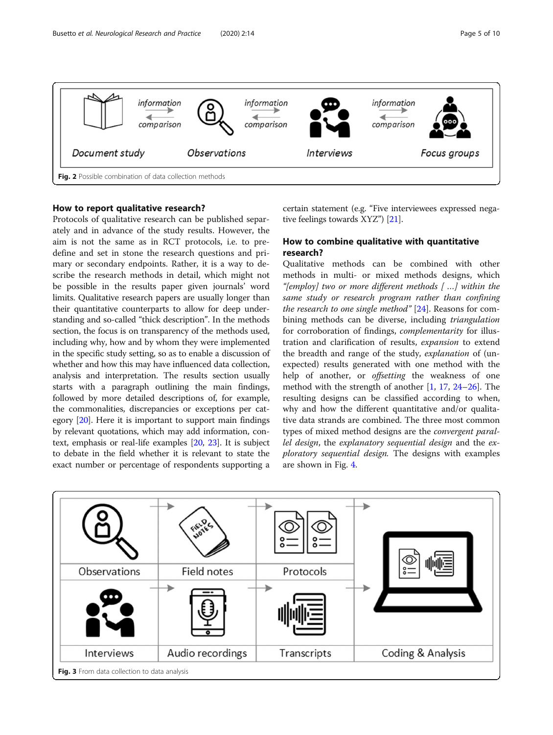Fig. 2 Possible combination of data collection methods

## How to report qualitative research?

Protocols of qualitative research can be published separately and in advance of the study results. However, the aim is not the same as in RCT protocols, i.e. to predefine and set in stone the research questions and primary or secondary endpoints. Rather, it is a way to describe the research methods in detail, which might not be possible in the results paper given journals' word limits. Qualitative research papers are usually longer than their quantitative counterparts to allow for deep understanding and so-called "thick description". In the methods section, the focus is on transparency of the methods used, including why, how and by whom they were implemented in the specific study setting, so as to enable a discussion of whether and how this may have influenced data collection, analysis and interpretation. The results section usually starts with a paragraph outlining the main findings, followed by more detailed descriptions of, for example, the commonalities, discrepancies or exceptions per category [20]. Here it is important to support main findings by relevant quotations, which may add information, context, emphasis or real-life examples [20, 23]. It is subject to debate in the field whether it is relevant to state the exact number or percentage of respondents supporting a certain statement (e.g. "Five interviewees expressed negative feelings towards XYZ") [21].

## How to combine qualitative with quantitative research?

Qualitative methods can be combined with other methods in multi- or mixed methods designs, which *"[employ] two or more different methods [ …] within the same study or research program rather than confining the research to one single method"* [24]. Reasons for combining methods can be diverse, including *triangulation* for corroboration of findings, *complementarity* for illustration and clarification of results, *expansion* to extend the breadth and range of the study, *explanation* of (unexpected) results generated with one method with the help of another, or *offsetting* the weakness of one method with the strength of another [1, 17, 24–26]. The resulting designs can be classified according to when, why and how the different quantitative and/or qualitative data strands are combined. The three most common types of mixed method designs are the *convergent parallel design*, the *explanatory sequential design* and the *exploratory sequential design.* The designs with examples are shown in Fig. 4.

Fig. 3 From data collection to data analysis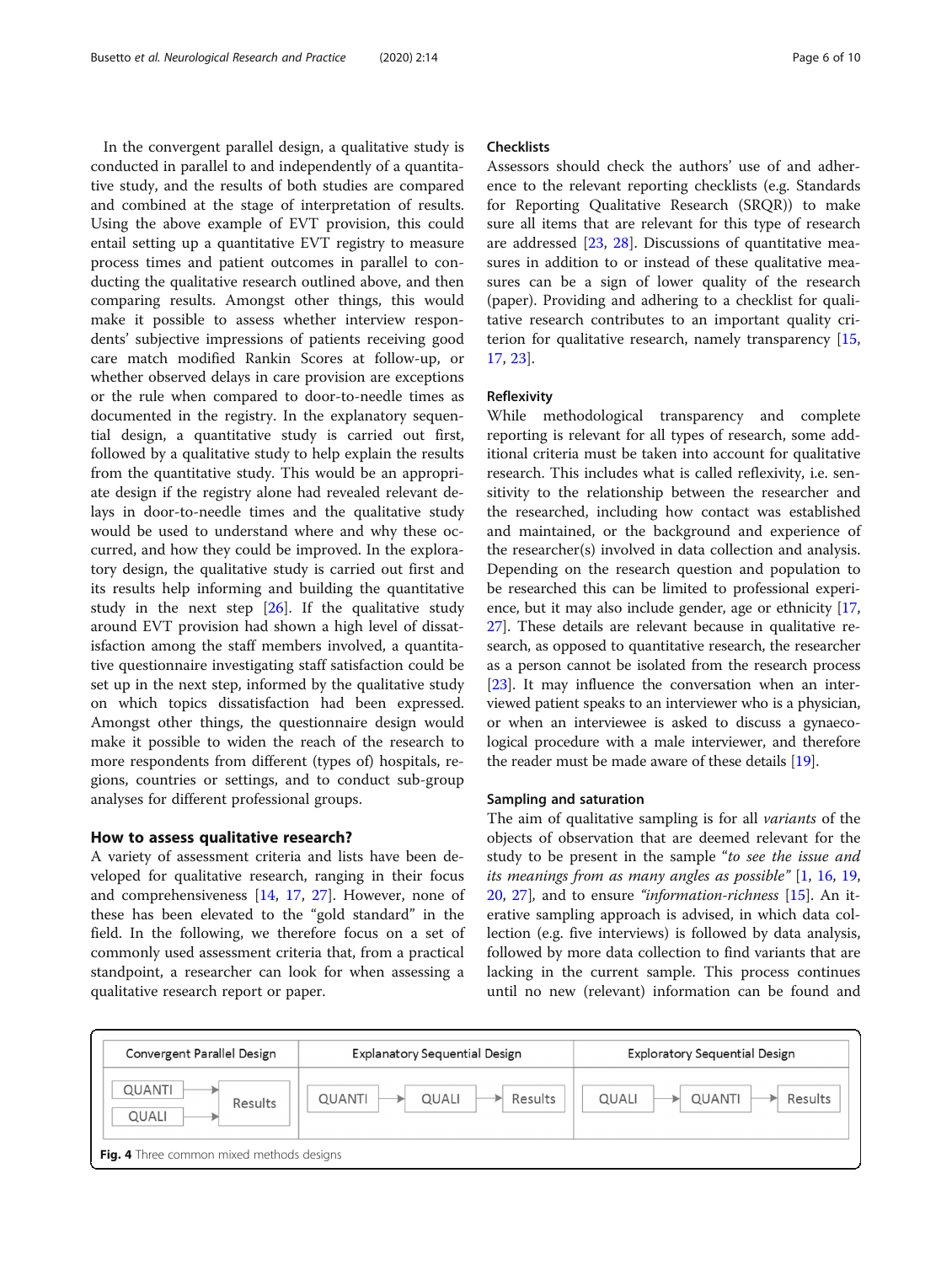In the convergent parallel design, a qualitative study is conducted in parallel to and independently of a quantitative study, and the results of both studies are compared and combined at the stage of interpretation of results. Using the above example of EVT provision, this could entail setting up a quantitative EVT registry to measure process times and patient outcomes in parallel to conducting the qualitative research outlined above, and then comparing results. Amongst other things, this would make it possible to assess whether interview respondents' subjective impressions of patients receiving good care match modified Rankin Scores at follow-up, or whether observed delays in care provision are exceptions or the rule when compared to door-to-needle times as documented in the registry. In the explanatory sequential design, a quantitative study is carried out first, followed by a qualitative study to help explain the results from the quantitative study. This would be an appropriate design if the registry alone had revealed relevant delays in door-to-needle times and the qualitative study would be used to understand where and why these occurred, and how they could be improved. In the exploratory design, the qualitative study is carried out first and its results help informing and building the quantitative study in the next step [26]. If the qualitative study around EVT provision had shown a high level of dissatisfaction among the staff members involved, a quantitative questionnaire investigating staff satisfaction could be set up in the next step, informed by the qualitative study on which topics dissatisfaction had been expressed. Amongst other things, the questionnaire design would make it possible to widen the reach of the research to more respondents from different (types of) hospitals, regions, countries or settings, and to conduct sub-group analyses for different professional groups.

## How to assess qualitative research?

A variety of assessment criteria and lists have been developed for qualitative research, ranging in their focus and comprehensiveness [14, 17, 27]. However, none of these has been elevated to the "gold standard" in the field. In the following, we therefore focus on a set of commonly used assessment criteria that, from a practical standpoint, a researcher can look for when assessing a qualitative research report or paper.

### Checklists

Assessors should check the authors' use of and adherence to the relevant reporting checklists (e.g. Standards for Reporting Qualitative Research (SRQR)) to make sure all items that are relevant for this type of research are addressed [23, 28]. Discussions of quantitative measures in addition to or instead of these qualitative measures can be a sign of lower quality of the research (paper). Providing and adhering to a checklist for qualitative research contributes to an important quality criterion for qualitative research, namely transparency [15, 17, 23].

### Reflexivity

While methodological transparency and complete reporting is relevant for all types of research, some additional criteria must be taken into account for qualitative research. This includes what is called reflexivity, i.e. sensitivity to the relationship between the researcher and the researched, including how contact was established and maintained, or the background and experience of the researcher(s) involved in data collection and analysis. Depending on the research question and population to be researched this can be limited to professional experience, but it may also include gender, age or ethnicity [17, 27]. These details are relevant because in qualitative research, as opposed to quantitative research, the researcher as a person cannot be isolated from the research process [23]. It may influence the conversation when an interviewed patient speaks to an interviewer who is a physician, or when an interviewee is asked to discuss a gynaecological procedure with a male interviewer, and therefore the reader must be made aware of these details [19].

### Sampling and saturation

The aim of qualitative sampling is for all *variants* of the objects of observation that are deemed relevant for the study to be present in the sample "*to see the issue and its meanings from as many angles as possible*" [1, 16, 19, 20, 27], and to ensure "*information-richness* [15]. An iterative sampling approach is advised, in which data collection (e.g. five interviews) is followed by data analysis, followed by more data collection to find variants that are lacking in the current sample. This process continues until no new (relevant) information can be found and

| Convergent Parallel Design | Explanatory Sequential Design | Exploratory Sequential Design |
|---|---|---|
| QUANTI → Results; QUALI → Results | QUANTI → QUALI → Results | QUALI → QUANTI → Results |

**Fig. 4** Three common mixed methods designs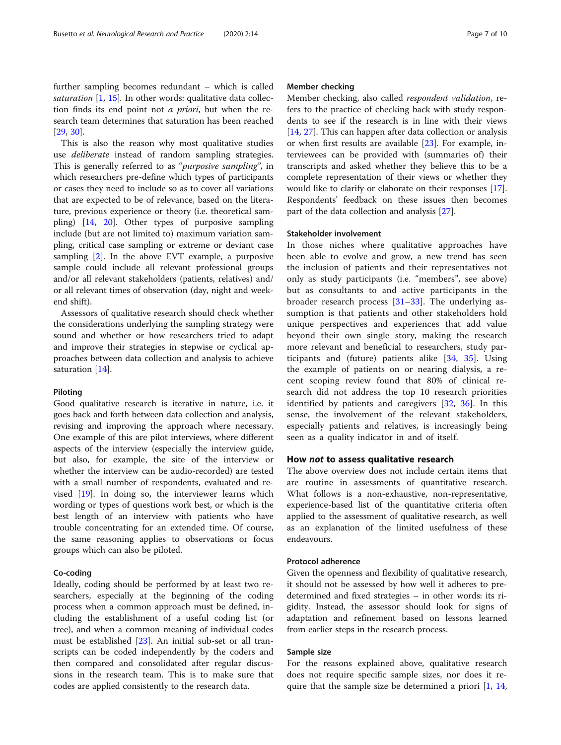further sampling becomes redundant – which is called *saturation* [1, 15]. In other words: qualitative data collection finds its end point not *a priori*, but when the research team determines that saturation has been reached [29, 30].

This is also the reason why most qualitative studies use *deliberate* instead of random sampling strategies. This is generally referred to as "*purposive sampling*", in which researchers pre-define which types of participants or cases they need to include so as to cover all variations that are expected to be of relevance, based on the literature, previous experience or theory (i.e. theoretical sampling) [14, 20]. Other types of purposive sampling include (but are not limited to) maximum variation sampling, critical case sampling or extreme or deviant case sampling [2]. In the above EVT example, a purposive sample could include all relevant professional groups and/or all relevant stakeholders (patients, relatives) and/or all relevant times of observation (day, night and weekend shift).

Assessors of qualitative research should check whether the considerations underlying the sampling strategy were sound and whether or how researchers tried to adapt and improve their strategies in stepwise or cyclical approaches between data collection and analysis to achieve saturation [14].

#### Piloting

Good qualitative research is iterative in nature, i.e. it goes back and forth between data collection and analysis, revising and improving the approach where necessary. One example of this are pilot interviews, where different aspects of the interview (especially the interview guide, but also, for example, the site of the interview or whether the interview can be audio-recorded) are tested with a small number of respondents, evaluated and revised [19]. In doing so, the interviewer learns which wording or types of questions work best, or which is the best length of an interview with patients who have trouble concentrating for an extended time. Of course, the same reasoning applies to observations or focus groups which can also be piloted.

#### Co-coding

Ideally, coding should be performed by at least two researchers, especially at the beginning of the coding process when a common approach must be defined, including the establishment of a useful coding list (or tree), and when a common meaning of individual codes must be established [23]. An initial sub-set or all transcripts can be coded independently by the coders and then compared and consolidated after regular discussions in the research team. This is to make sure that codes are applied consistently to the research data.

#### Member checking

Member checking, also called *respondent validation*, refers to the practice of checking back with study respondents to see if the research is in line with their views [14, 27]. This can happen after data collection or analysis or when first results are available [23]. For example, interviewees can be provided with (summaries of) their transcripts and asked whether they believe this to be a complete representation of their views or whether they would like to clarify or elaborate on their responses [17]. Respondents' feedback on these issues then becomes part of the data collection and analysis [27].

#### Stakeholder involvement

In those niches where qualitative approaches have been able to evolve and grow, a new trend has seen the inclusion of patients and their representatives not only as study participants (i.e. "members", see above) but as consultants to and active participants in the broader research process [31–33]. The underlying assumption is that patients and other stakeholders hold unique perspectives and experiences that add value beyond their own single story, making the research more relevant and beneficial to researchers, study participants and (future) patients alike [34, 35]. Using the example of patients on or nearing dialysis, a recent scoping review found that 80% of clinical research did not address the top 10 research priorities identified by patients and caregivers [32, 36]. In this sense, the involvement of the relevant stakeholders, especially patients and relatives, is increasingly being seen as a quality indicator in and of itself.

### How *not* to assess qualitative research

The above overview does not include certain items that are routine in assessments of quantitative research. What follows is a non-exhaustive, non-representative, experience-based list of the quantitative criteria often applied to the assessment of qualitative research, as well as an explanation of the limited usefulness of these endeavours.

#### Protocol adherence

Given the openness and flexibility of qualitative research, it should not be assessed by how well it adheres to predetermined and fixed strategies – in other words: its rigidity. Instead, the assessor should look for signs of adaptation and refinement based on lessons learned from earlier steps in the research process.

#### Sample size

For the reasons explained above, qualitative research does not require specific sample sizes, nor does it require that the sample size be determined a priori [1, 14,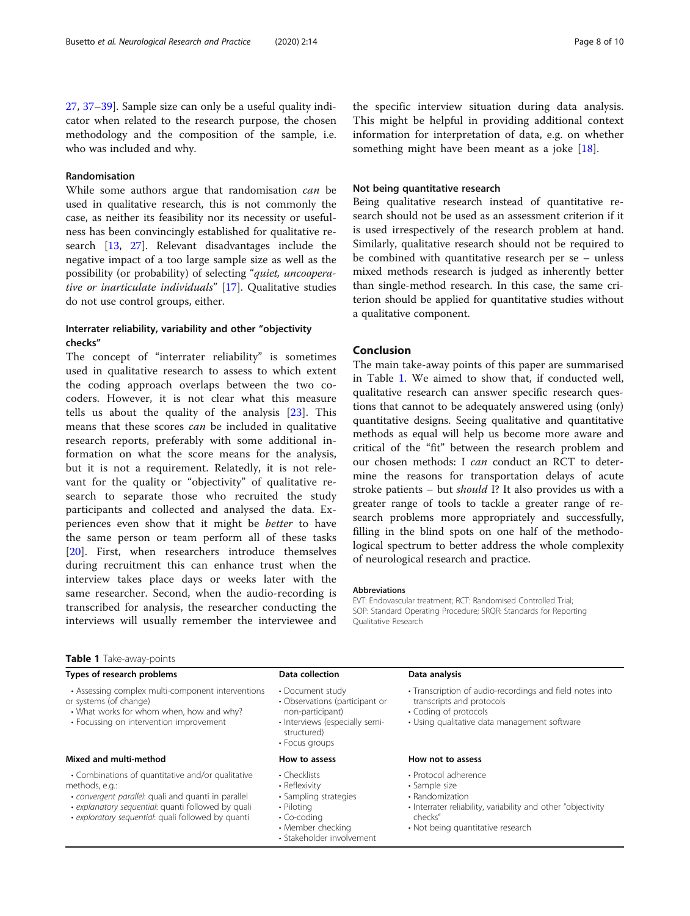27, 37–39]. Sample size can only be a useful quality indicator when related to the research purpose, the chosen methodology and the composition of the sample, i.e. who was included and why.

### Randomisation

While some authors argue that randomisation *can* be used in qualitative research, this is not commonly the case, as neither its feasibility nor its necessity or usefulness has been convincingly established for qualitative research [13, 27]. Relevant disadvantages include the negative impact of a too large sample size as well as the possibility (or probability) of selecting "*quiet, uncooperative or inarticulate individuals*" [17]. Qualitative studies do not use control groups, either.

### Interrater reliability, variability and other "objectivity checks"

The concept of "interrater reliability" is sometimes used in qualitative research to assess to which extent the coding approach overlaps between the two co-coders. However, it is not clear what this measure tells us about the quality of the analysis [23]. This means that these scores *can* be included in qualitative research reports, preferably with some additional information on what the score means for the analysis, but it is not a requirement. Relatedly, it is not relevant for the quality or "objectivity" of qualitative research to separate those who recruited the study participants and collected and analysed the data. Experiences even show that it might be *better* to have the same person or team perform all of these tasks [20]. First, when researchers introduce themselves during recruitment this can enhance trust when the interview takes place days or weeks later with the same researcher. Second, when the audio-recording is transcribed for analysis, the researcher conducting the interviews will usually remember the interviewee and the specific interview situation during data analysis. This might be helpful in providing additional context information for interpretation of data, e.g. on whether something might have been meant as a joke [18].

### Not being quantitative research

Being qualitative research instead of quantitative research should not be used as an assessment criterion if it is used irrespectively of the research problem at hand. Similarly, qualitative research should not be required to be combined with quantitative research per se – unless mixed methods research is judged as inherently better than single-method research. In this case, the same criterion should be applied for quantitative studies without a qualitative component.

## Conclusion

The main take-away points of this paper are summarised in Table 1. We aimed to show that, if conducted well, qualitative research can answer specific research questions that cannot to be adequately answered using (only) quantitative designs. Seeing qualitative and quantitative methods as equal will help us become more aware and critical of the "fit" between the research problem and our chosen methods: I *can* conduct an RCT to determine the reasons for transportation delays of acute stroke patients – but *should* I? It also provides us with a greater range of tools to tackle a greater range of research problems more appropriately and successfully, filling in the blind spots on one half of the methodological spectrum to better address the whole complexity of neurological research and practice.

#### Abbreviations

EVT: Endovascular treatment; RCT: Randomised Controlled Trial; SOP: Standard Operating Procedure; SRQR: Standards for Reporting Qualitative Research

**Table 1** Take-away-points

| **Types of research problems** | **Data collection** | **Data analysis** |
|---|---|---|
| • Assessing complex multi-component interventions or systems (of change)<br>• What works for whom when, how and why?<br>• Focussing on intervention improvement | • Document study<br>• Observations (participant or non-participant)<br>• Interviews (especially semi-structured)<br>• Focus groups | • Transcription of audio-recordings and field notes into transcripts and protocols<br>• Coding of protocols<br>• Using qualitative data management software |
| **Mixed and multi-method** | **How to assess** | **How not to assess** |
| • Combinations of quantitative and/or qualitative methods, e.g.:<br>• *convergent parallel*: quali and quanti in parallel<br>• *explanatory sequential*: quanti followed by quali<br>• *exploratory sequential*: quali followed by quanti | • Checklists<br>• Reflexivity<br>• Sampling strategies<br>• Piloting<br>• Co-coding<br>• Member checking<br>• Stakeholder involvement | • Protocol adherence<br>• Sample size<br>• Randomization<br>• Interrater reliability, variability and other "objectivity checks"<br>• Not being quantitative research |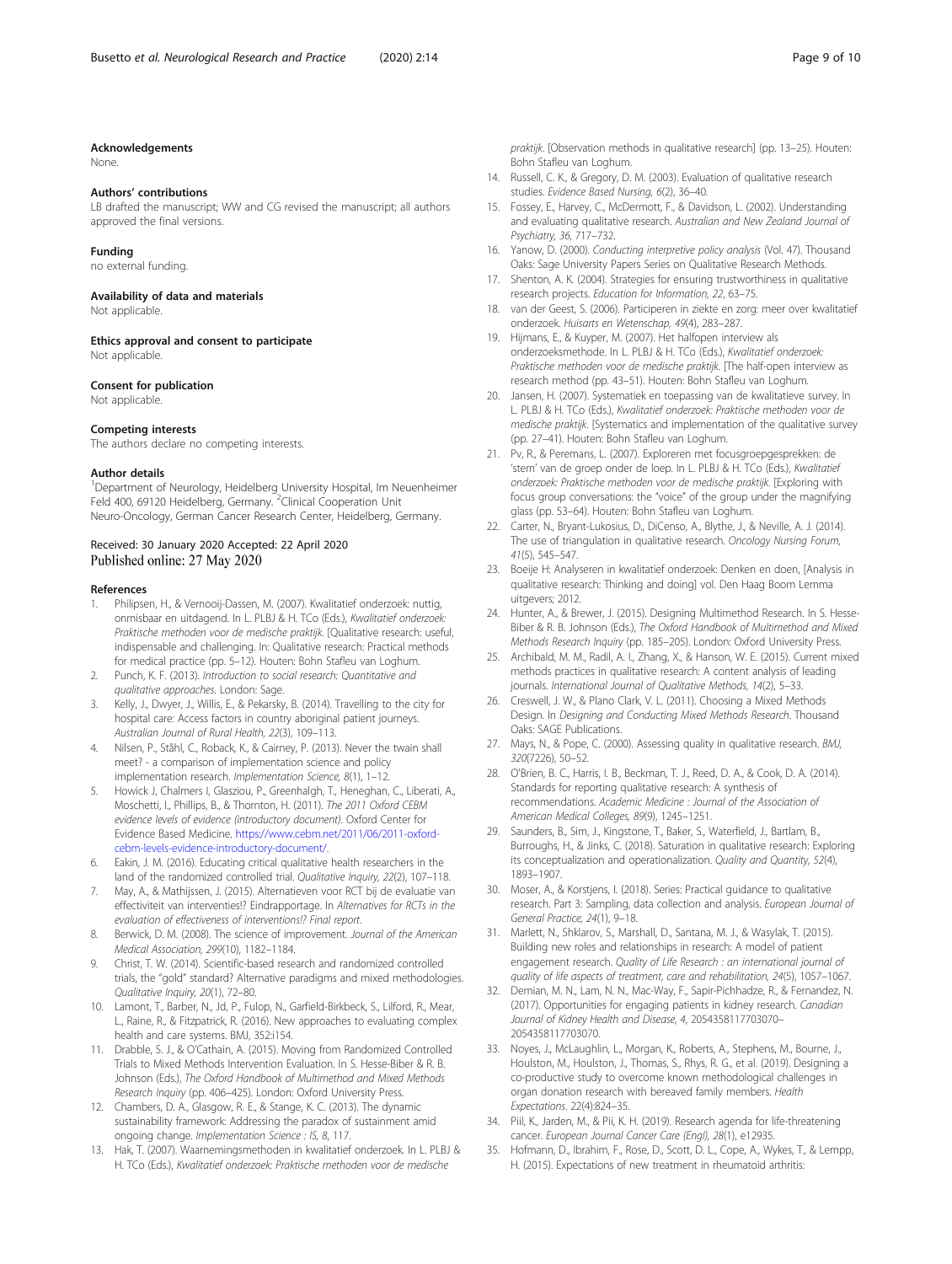### Acknowledgements

None.

### Authors' contributions

LB drafted the manuscript; WW and CG revised the manuscript; all authors approved the final versions.

### Funding

no external funding.

### Availability of data and materials

Not applicable.

### Ethics approval and consent to participate

Not applicable.

### Consent for publication

Not applicable.

### Competing interests

The authors declare no competing interests.

### Author details

[1]Department of Neurology, Heidelberg University Hospital, Im Neuenheimer Feld 400, 69120 Heidelberg, Germany. [2]Clinical Cooperation Unit Neuro-Oncology, German Cancer Research Center, Heidelberg, Germany.

Received: 30 January 2020 Accepted: 22 April 2020
Published online: 27 May 2020

### References

1. Philipsen, H., & Vernooij-Dassen, M. (2007). Kwalitatief onderzoek: nuttig, onmisbaar en uitdagend. In L. PLBJ & H. TCo (Eds.), *Kwalitatief onderzoek: Praktische methoden voor de medische praktijk*. [Qualitative research: useful, indispensable and challenging. In: Qualitative research: Practical methods for medical practice (pp. 5–12). Houten: Bohn Stafleu van Loghum.
2. Punch, K. F. (2013). *Introduction to social research: Quantitative and qualitative approaches*. London: Sage.
3. Kelly, J., Dwyer, J., Willis, E., & Pekarsky, B. (2014). Travelling to the city for hospital care: Access factors in country aboriginal patient journeys. *Australian Journal of Rural Health, 22*(3), 109–113.
4. Nilsen, P., Ståhl, C., Roback, K., & Cairney, P. (2013). Never the twain shall meet? - a comparison of implementation science and policy implementation research. *Implementation Science, 8*(1), 1–12.
5. Howick J, Chalmers I, Glasziou, P., Greenhalgh, T., Heneghan, C., Liberati, A., Moschetti, I., Phillips, B., & Thornton, H. (2011). *The 2011 Oxford CEBM evidence levels of evidence (introductory document)*. Oxford Center for Evidence Based Medicine. https://www.cebm.net/2011/06/2011-oxford-cebm-levels-evidence-introductory-document/.
6. Eakin, J. M. (2016). Educating critical qualitative health researchers in the land of the randomized controlled trial. *Qualitative Inquiry, 22*(2), 107–118.
7. May, A., & Mathijssen, J. (2015). Alternatieven voor RCT bij de evaluatie van effectiviteit van interventies!? Eindrapportage. In *Alternatives for RCTs in the evaluation of effectiveness of interventions!? Final report*.
8. Berwick, D. M. (2008). The science of improvement. *Journal of the American Medical Association, 299*(10), 1182–1184.
9. Christ, T. W. (2014). Scientific-based research and randomized controlled trials, the "gold" standard? Alternative paradigms and mixed methodologies. *Qualitative Inquiry, 20*(1), 72–80.
10. Lamont, T., Barber, N., Jd, P., Fulop, N., Garfield-Birkbeck, S., Lilford, R., Mear, L., Raine, R., & Fitzpatrick, R. (2016). New approaches to evaluating complex health and care systems. BMJ, 352:i154.
11. Drabble, S. J., & O'Cathain, A. (2015). Moving from Randomized Controlled Trials to Mixed Methods Intervention Evaluation. In S. Hesse-Biber & R. B. Johnson (Eds.), *The Oxford Handbook of Multimethod and Mixed Methods Research Inquiry* (pp. 406–425). London: Oxford University Press.
12. Chambers, D. A., Glasgow, R. E., & Stange, K. C. (2013). The dynamic sustainability framework: Addressing the paradox of sustainment amid ongoing change. *Implementation Science : IS, 8*, 117.
13. Hak, T. (2007). Waarnemingsmethoden in kwalitatief onderzoek. In L. PLBJ & H. TCo (Eds.), *Kwalitatief onderzoek: Praktische methoden voor de medische praktijk*. [Observation methods in qualitative research] (pp. 13–25). Houten: Bohn Stafleu van Loghum.
14. Russell, C. K., & Gregory, D. M. (2003). Evaluation of qualitative research studies. *Evidence Based Nursing, 6*(2), 36–40.
15. Fossey, E., Harvey, C., McDermott, F., & Davidson, L. (2002). Understanding and evaluating qualitative research. *Australian and New Zealand Journal of Psychiatry, 36*, 717–732.
16. Yanow, D. (2000). *Conducting interpretive policy analysis* (Vol. 47). Thousand Oaks: Sage University Papers Series on Qualitative Research Methods.
17. Shenton, A. K. (2004). Strategies for ensuring trustworthiness in qualitative research projects. *Education for Information, 22*, 63–75.
18. van der Geest, S. (2006). Participeren in ziekte en zorg: meer over kwalitatief onderzoek. *Huisarts en Wetenschap, 49*(4), 283–287.
19. Hijmans, E., & Kuyper, M. (2007). Het halfopen interview als onderzoeksmethode. In L. PLBJ & H. TCo (Eds.), *Kwalitatief onderzoek: Praktische methoden voor de medische praktijk*. [The half-open interview as research method (pp. 43–51). Houten: Bohn Stafleu van Loghum.
20. Jansen, H. (2007). Systematiek en toepassing van de kwalitatieve survey. In L. PLBJ & H. TCo (Eds.), *Kwalitatief onderzoek: Praktische methoden voor de medische praktijk*. [Systematics and implementation of the qualitative survey (pp. 27–41). Houten: Bohn Stafleu van Loghum.
21. Pv, R., & Peremans, L. (2007). Exploreren met focusgroepgesprekken: de 'stem' van de groep onder de loep. In L. PLBJ & H. TCo (Eds.), *Kwalitatief onderzoek: Praktische methoden voor de medische praktijk*. [Exploring with focus group conversations: the "voice" of the group under the magnifying glass (pp. 53–64). Houten: Bohn Stafleu van Loghum.
22. Carter, N., Bryant-Lukosius, D., DiCenso, A., Blythe, J., & Neville, A. J. (2014). The use of triangulation in qualitative research. *Oncology Nursing Forum, 41*(5), 545–547.
23. Boeije H: Analyseren in kwalitatief onderzoek: Denken en doen, [Analysis in qualitative research: Thinking and doing] vol. Den Haag Boom Lemma uitgevers; 2012.
24. Hunter, A., & Brewer, J. (2015). Designing Multimethod Research. In S. Hesse-Biber & R. B. Johnson (Eds.), *The Oxford Handbook of Multimethod and Mixed Methods Research Inquiry* (pp. 185–205). London: Oxford University Press.
25. Archibald, M. M., Radil, A. I., Zhang, X., & Hanson, W. E. (2015). Current mixed methods practices in qualitative research: A content analysis of leading journals. *International Journal of Qualitative Methods, 14*(2), 5–33.
26. Creswell, J. W., & Plano Clark, V. L. (2011). Choosing a Mixed Methods Design. In *Designing and Conducting Mixed Methods Research*. Thousand Oaks: SAGE Publications.
27. Mays, N., & Pope, C. (2000). Assessing quality in qualitative research. *BMJ, 320*(7226), 50–52.
28. O'Brien, B. C., Harris, I. B., Beckman, T. J., Reed, D. A., & Cook, D. A. (2014). Standards for reporting qualitative research: A synthesis of recommendations. *Academic Medicine : Journal of the Association of American Medical Colleges, 89*(9), 1245–1251.
29. Saunders, B., Sim, J., Kingstone, T., Baker, S., Waterfield, J., Bartlam, B., Burroughs, H., & Jinks, C. (2018). Saturation in qualitative research: Exploring its conceptualization and operationalization. *Quality and Quantity, 52*(4), 1893–1907.
30. Moser, A., & Korstjens, I. (2018). Series: Practical guidance to qualitative research. Part 3: Sampling, data collection and analysis. *European Journal of General Practice, 24*(1), 9–18.
31. Marlett, N., Shklarov, S., Marshall, D., Santana, M. J., & Wasylak, T. (2015). Building new roles and relationships in research: A model of patient engagement research. *Quality of Life Research : an international journal of quality of life aspects of treatment, care and rehabilitation, 24*(5), 1057–1067.
32. Demian, M. N., Lam, N. N., Mac-Way, F., Sapir-Pichhadze, R., & Fernandez, N. (2017). Opportunities for engaging patients in kidney research. *Canadian Journal of Kidney Health and Disease, 4*, 2054358117703070–2054358117703070.
33. Noyes, J., McLaughlin, L., Morgan, K., Roberts, A., Stephens, M., Bourne, J., Houlston, M., Houlston, J., Thomas, S., Rhys, R. G., et al. (2019). Designing a co-productive study to overcome known methodological challenges in organ donation research with bereaved family members. *Health Expectations*. 22(4):824–35.
34. Piil, K., Jarden, M., & Pii, K. H. (2019). Research agenda for life-threatening cancer. *European Journal Cancer Care (Engl), 28*(1), e12935.
35. Hofmann, D., Ibrahim, F., Rose, D., Scott, D. L., Cope, A., Wykes, T., & Lempp, H. (2015). Expectations of new treatment in rheumatoid arthritis: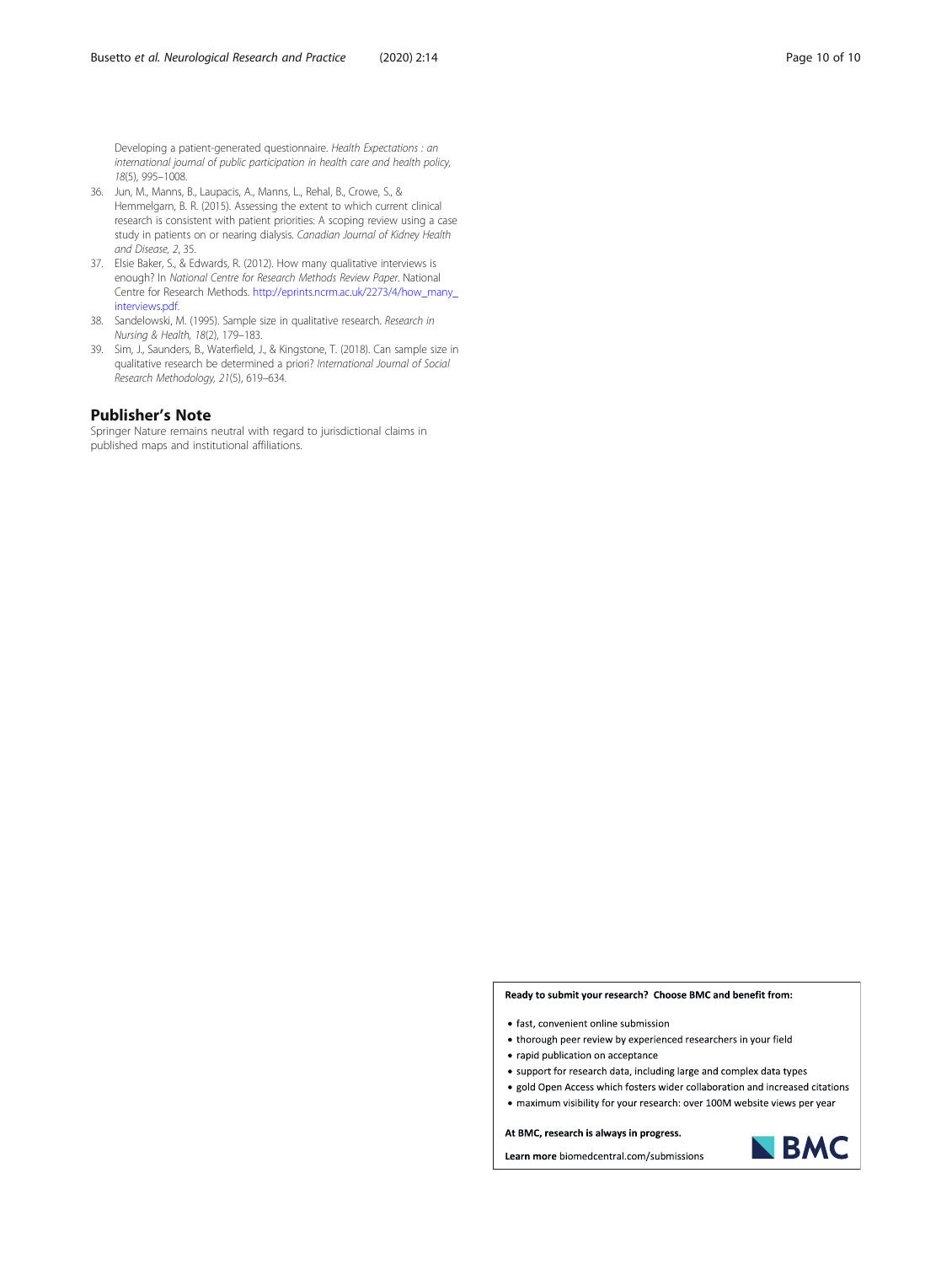Developing a patient-generated questionnaire. *Health Expectations : an international journal of public participation in health care and health policy, 18*(5), 995–1008.

36. Jun, M., Manns, B., Laupacis, A., Manns, L., Rehal, B., Crowe, S., & Hemmelgarn, B. R. (2015). Assessing the extent to which current clinical research is consistent with patient priorities: A scoping review using a case study in patients on or nearing dialysis. *Canadian Journal of Kidney Health and Disease, 2*, 35.
37. Elsie Baker, S., & Edwards, R. (2012). How many qualitative interviews is enough? In *National Centre for Research Methods Review Paper*. National Centre for Research Methods. http://eprints.ncrm.ac.uk/2273/4/how_many_interviews.pdf.
38. Sandelowski, M. (1995). Sample size in qualitative research. *Research in Nursing & Health, 18*(2), 179–183.
39. Sim, J., Saunders, B., Waterfield, J., & Kingstone, T. (2018). Can sample size in qualitative research be determined a priori? *International Journal of Social Research Methodology, 21*(5), 619–634.

## Publisher's Note

Springer Nature remains neutral with regard to jurisdictional claims in published maps and institutional affiliations.

**Ready to submit your research? Choose BMC and benefit from:**

- fast, convenient online submission
- thorough peer review by experienced researchers in your field
- rapid publication on acceptance
- support for research data, including large and complex data types
- gold Open Access which fosters wider collaboration and increased citations
- maximum visibility for your research: over 100M website views per year

**At BMC, research is always in progress.**

**Learn more** biomedcentral.com/submissions

BMC